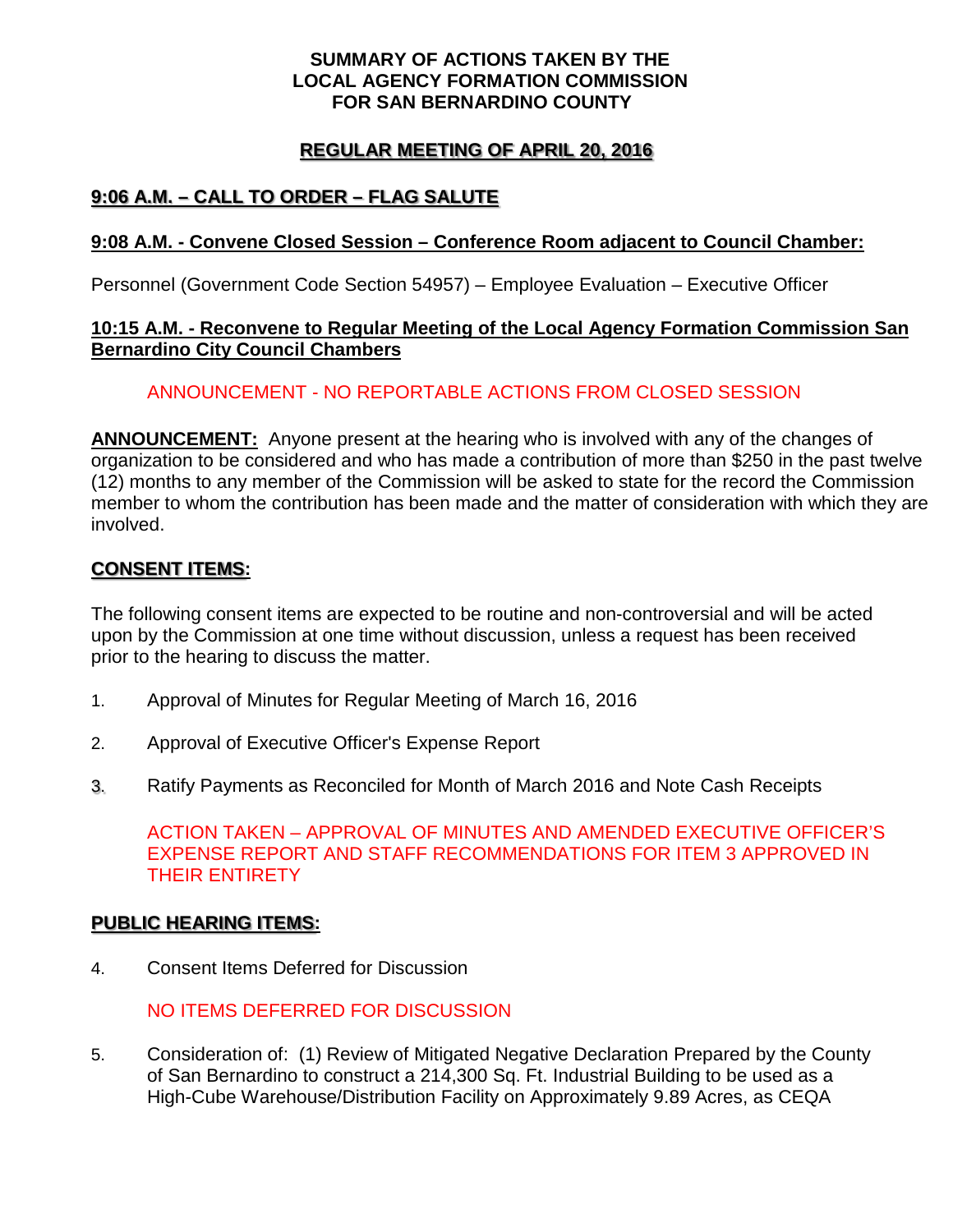**SUMMARY OF ACTIONS TAKEN BY THE LOCAL AGENCY FORMATION COMMISSION FOR SAN BERNARDINO COUNTY**

**REGULAR MEETING OF APRIL 20, 2016**

**9:06 A.M. – CALL TO ORDER – FLAG SALUTE**

**9:08 A.M. - Convene Closed Session – Conference Room adjacent to Council Chamber:**

Personnel (Government Code Section 54957) – Employee Evaluation – Executive Officer

**10:15 A.M. - Reconvene to Regular Meeting of the Local Agency Formation Commission San Bernardino City Council Chambers**

ANNOUNCEMENT - NO REPORTABLE ACTIONS FROM CLOSED SESSION

**ANNOUNCEMENT:** Anyone present at the hearing who is involved with any of the changes of organization to be considered and who has made a contribution of more than $250 in the past twelve (12) months to any member of the Commission will be asked to state for the record the Commission member to whom the contribution has been made and the matter of consideration with which they are involved.

**CONSENT ITEMS:**

The following consent items are expected to be routine and non-controversial and will be acted upon by the Commission at one time without discussion, unless a request has been received prior to the hearing to discuss the matter.

1. Approval of Minutes for Regular Meeting of March 16, 2016

2. Approval of Executive Officer's Expense Report

3. Ratify Payments as Reconciled for Month of March 2016 and Note Cash Receipts

ACTION TAKEN – APPROVAL OF MINUTES AND AMENDED EXECUTIVE OFFICER'S EXPENSE REPORT AND STAFF RECOMMENDATIONS FOR ITEM 3 APPROVED IN THEIR ENTIRETY

**PUBLIC HEARING ITEMS:**

4. Consent Items Deferred for Discussion

NO ITEMS DEFERRED FOR DISCUSSION

5. Consideration of: (1) Review of Mitigated Negative Declaration Prepared by the County of San Bernardino to construct a 214,300 Sq. Ft. Industrial Building to be used as a High-Cube Warehouse/Distribution Facility on Approximately 9.89 Acres, as CEQA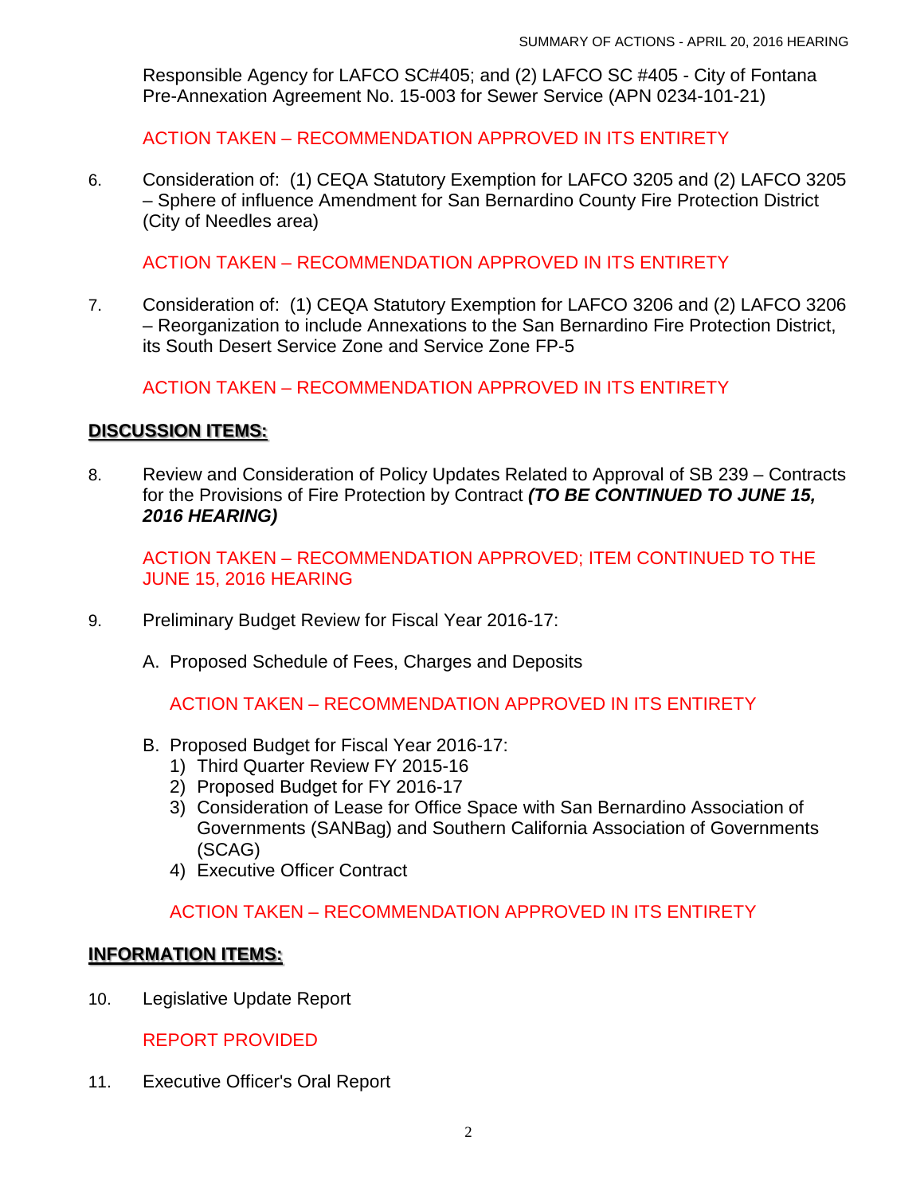Responsible Agency for LAFCO SC#405; and (2) LAFCO SC #405 - City of Fontana Pre-Annexation Agreement No. 15-003 for Sewer Service (APN 0234-101-21)

ACTION TAKEN – RECOMMENDATION APPROVED IN ITS ENTIRETY

6. Consideration of: (1) CEQA Statutory Exemption for LAFCO 3205 and (2) LAFCO 3205 – Sphere of influence Amendment for San Bernardino County Fire Protection District (City of Needles area)

   ACTION TAKEN – RECOMMENDATION APPROVED IN ITS ENTIRETY

7. Consideration of: (1) CEQA Statutory Exemption for LAFCO 3206 and (2) LAFCO 3206 – Reorganization to include Annexations to the San Bernardino Fire Protection District, its South Desert Service Zone and Service Zone FP-5

   ACTION TAKEN – RECOMMENDATION APPROVED IN ITS ENTIRETY

## DISCUSSION ITEMS:

8. Review and Consideration of Policy Updates Related to Approval of SB 239 – Contracts for the Provisions of Fire Protection by Contract ***(TO BE CONTINUED TO JUNE 15, 2016 HEARING)***

   ACTION TAKEN – RECOMMENDATION APPROVED; ITEM CONTINUED TO THE JUNE 15, 2016 HEARING

9. Preliminary Budget Review for Fiscal Year 2016-17:

   A. Proposed Schedule of Fees, Charges and Deposits

      ACTION TAKEN – RECOMMENDATION APPROVED IN ITS ENTIRETY

   B. Proposed Budget for Fiscal Year 2016-17:
      1) Third Quarter Review FY 2015-16
      2) Proposed Budget for FY 2016-17
      3) Consideration of Lease for Office Space with San Bernardino Association of Governments (SANBag) and Southern California Association of Governments (SCAG)
      4) Executive Officer Contract

      ACTION TAKEN – RECOMMENDATION APPROVED IN ITS ENTIRETY

## INFORMATION ITEMS:

10. Legislative Update Report

    REPORT PROVIDED

11. Executive Officer's Oral Report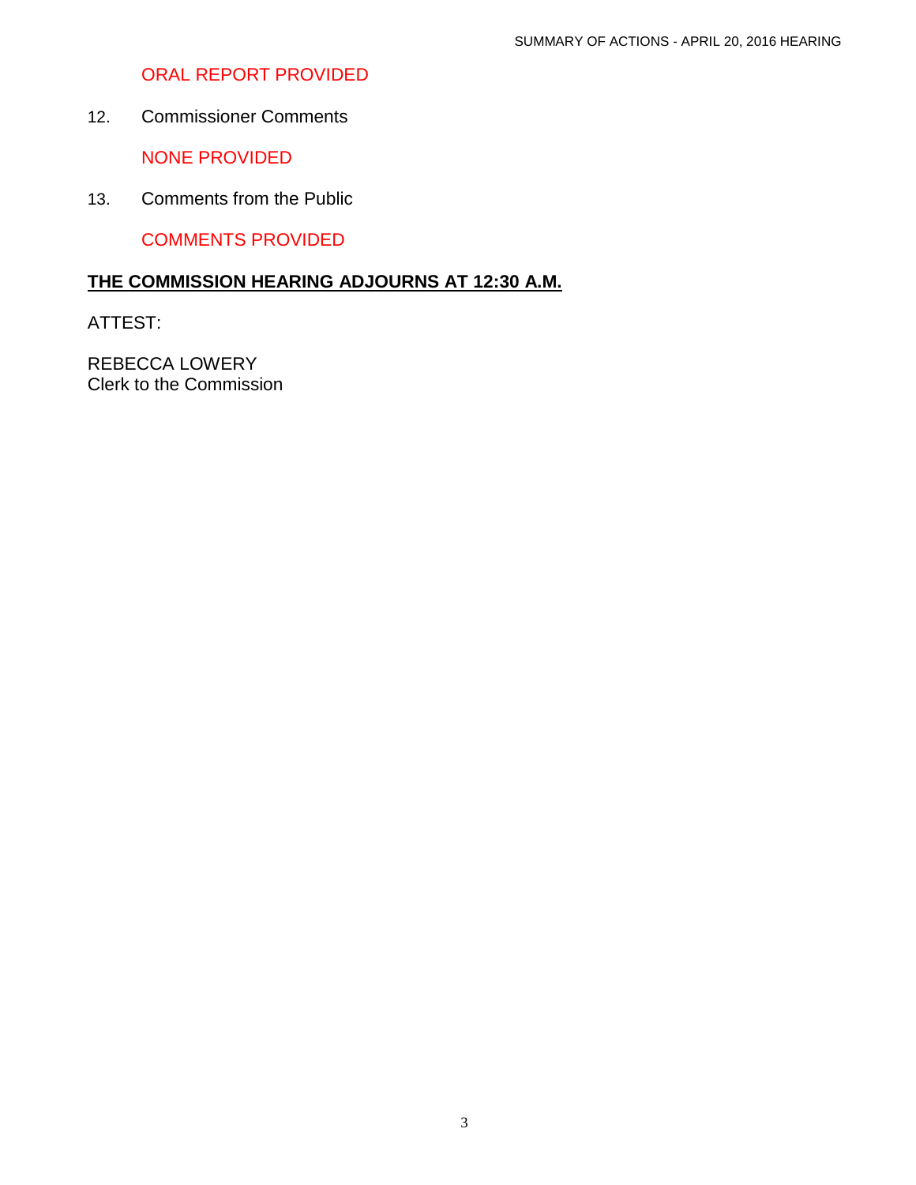ORAL REPORT PROVIDED

12. Commissioner Comments

    NONE PROVIDED

13. Comments from the Public

    COMMENTS PROVIDED

**THE COMMISSION HEARING ADJOURNS AT 12:30 A.M.**

ATTEST:

REBECCA LOWERY
Clerk to the Commission